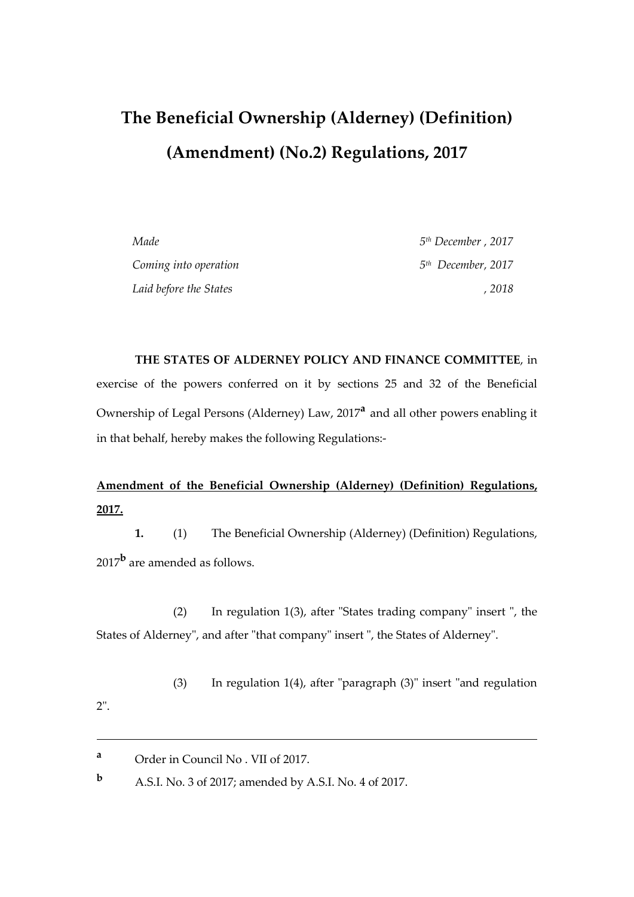# The Beneficial Ownership (Alderney) (Definition) (Amendment) (No.2) Regulations, 2017

| | |
|---|---|
| *Made* | *5th December , 2017* |
| *Coming into operation* | *5th December, 2017* |
| *Laid before the States* | *, 2018* |

**THE STATES OF ALDERNEY POLICY AND FINANCE COMMITTEE**, in exercise of the powers conferred on it by sections 25 and 32 of the Beneficial Ownership of Legal Persons (Alderney) Law, 2017[a] and all other powers enabling it in that behalf, hereby makes the following Regulations:-

**Amendment of the Beneficial Ownership (Alderney) (Definition) Regulations, 2017.**

**1.** (1) The Beneficial Ownership (Alderney) (Definition) Regulations, 2017[b] are amended as follows.

(2) In regulation 1(3), after "States trading company" insert ", the States of Alderney", and after "that company" insert ", the States of Alderney".

(3) In regulation 1(4), after "paragraph (3)" insert "and regulation 2".

---

[a] Order in Council No . VII of 2017.

[b] A.S.I. No. 3 of 2017; amended by A.S.I. No. 4 of 2017.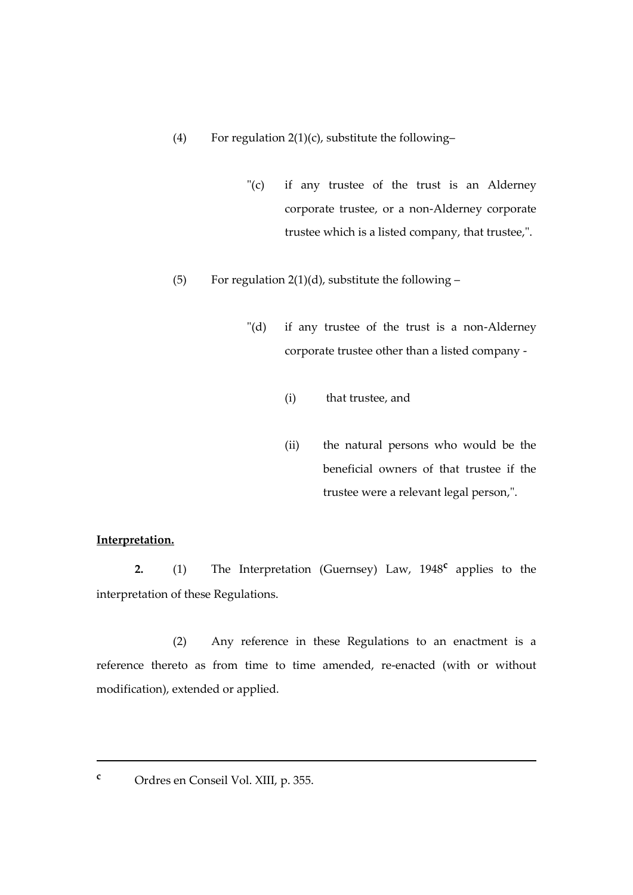(4) For regulation 2(1)(c), substitute the following–

"(c) if any trustee of the trust is an Alderney corporate trustee, or a non-Alderney corporate trustee which is a listed company, that trustee,".

(5) For regulation 2(1)(d), substitute the following –

"(d) if any trustee of the trust is a non-Alderney corporate trustee other than a listed company -

(i) that trustee, and

(ii) the natural persons who would be the beneficial owners of that trustee if the trustee were a relevant legal person,".

**Interpretation.**

**2.** (1) The Interpretation (Guernsey) Law, 1948[c] applies to the interpretation of these Regulations.

(2) Any reference in these Regulations to an enactment is a reference thereto as from time to time amended, re-enacted (with or without modification), extended or applied.

---

[c] Ordres en Conseil Vol. XIII, p. 355.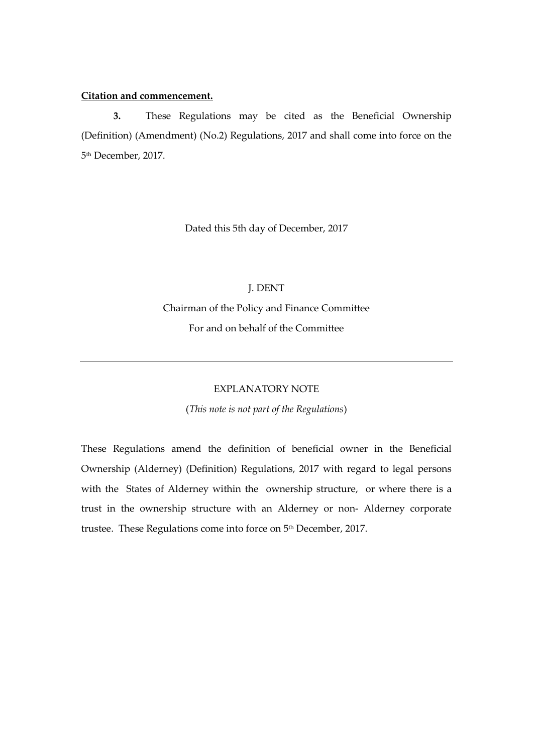**Citation and commencement.**

**3.** These Regulations may be cited as the Beneficial Ownership (Definition) (Amendment) (No.2) Regulations, 2017 and shall come into force on the 5th December, 2017.

Dated this 5th day of December, 2017

J. DENT

Chairman of the Policy and Finance Committee

For and on behalf of the Committee

---

EXPLANATORY NOTE

(*This note is not part of the Regulations*)

These Regulations amend the definition of beneficial owner in the Beneficial Ownership (Alderney) (Definition) Regulations, 2017 with regard to legal persons with the States of Alderney within the ownership structure, or where there is a trust in the ownership structure with an Alderney or non- Alderney corporate trustee. These Regulations come into force on 5th December, 2017.